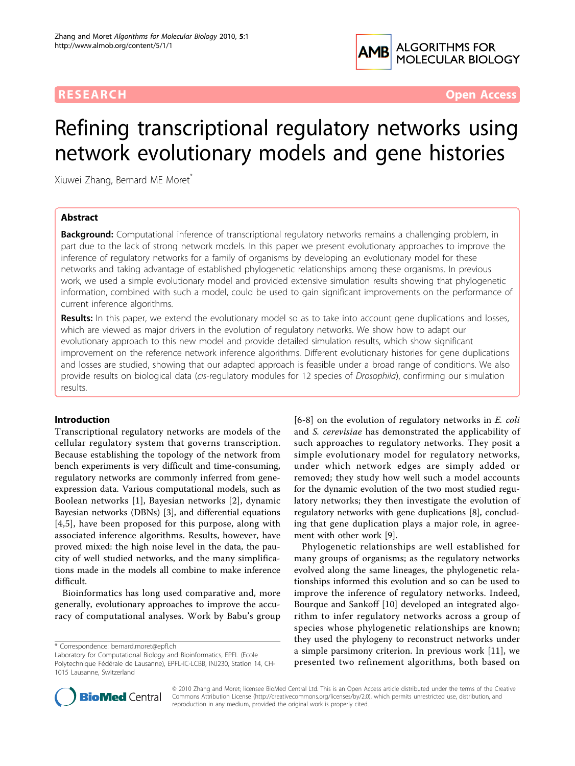RESEARCH Open Access

# Refining transcriptional regulatory networks using network evolutionary models and gene histories

Xiuwei Zhang, Bernard ME Moret*

## Abstract

**Background:** Computational inference of transcriptional regulatory networks remains a challenging problem, in part due to the lack of strong network models. In this paper we present evolutionary approaches to improve the inference of regulatory networks for a family of organisms by developing an evolutionary model for these networks and taking advantage of established phylogenetic relationships among these organisms. In previous work, we used a simple evolutionary model and provided extensive simulation results showing that phylogenetic information, combined with such a model, could be used to gain significant improvements on the performance of current inference algorithms.

**Results:** In this paper, we extend the evolutionary model so as to take into account gene duplications and losses, which are viewed as major drivers in the evolution of regulatory networks. We show how to adapt our evolutionary approach to this new model and provide detailed simulation results, which show significant improvement on the reference network inference algorithms. Different evolutionary histories for gene duplications and losses are studied, showing that our adapted approach is feasible under a broad range of conditions. We also provide results on biological data (*cis*-regulatory modules for 12 species of *Drosophila*), confirming our simulation results.

## Introduction

Transcriptional regulatory networks are models of the cellular regulatory system that governs transcription. Because establishing the topology of the network from bench experiments is very difficult and time-consuming, regulatory networks are commonly inferred from gene-expression data. Various computational models, such as Boolean networks [1], Bayesian networks [2], dynamic Bayesian networks (DBNs) [3], and differential equations [4,5], have been proposed for this purpose, along with associated inference algorithms. Results, however, have proved mixed: the high noise level in the data, the paucity of well studied networks, and the many simplifications made in the models all combine to make inference difficult.

Bioinformatics has long used comparative and, more generally, evolutionary approaches to improve the accuracy of computational analyses. Work by Babu's group [6-8] on the evolution of regulatory networks in *E. coli* and *S. cerevisiae* has demonstrated the applicability of such approaches to regulatory networks. They posit a simple evolutionary model for regulatory networks, under which network edges are simply added or removed; they study how well such a model accounts for the dynamic evolution of the two most studied regulatory networks; they then investigate the evolution of regulatory networks with gene duplications [8], concluding that gene duplication plays a major role, in agreement with other work [9].

Phylogenetic relationships are well established for many groups of organisms; as the regulatory networks evolved along the same lineages, the phylogenetic relationships informed this evolution and so can be used to improve the inference of regulatory networks. Indeed, Bourque and Sankoff [10] developed an integrated algorithm to infer regulatory networks across a group of species whose phylogenetic relationships are known; they used the phylogeny to reconstruct networks under a simple parsimony criterion. In previous work [11], we presented two refinement algorithms, both based on

\* Correspondence: bernard.moret@epfl.ch
Laboratory for Computational Biology and Bioinformatics, EPFL (Ecole Polytechnique Fédérale de Lausanne), EPFL-IC-LCBB, INJ230, Station 14, CH-1015 Lausanne, Switzerland

© 2010 Zhang and Moret; licensee BioMed Central Ltd. This is an Open Access article distributed under the terms of the Creative Commons Attribution License (http://creativecommons.org/licenses/by/2.0), which permits unrestricted use, distribution, and reproduction in any medium, provided the original work is properly cited.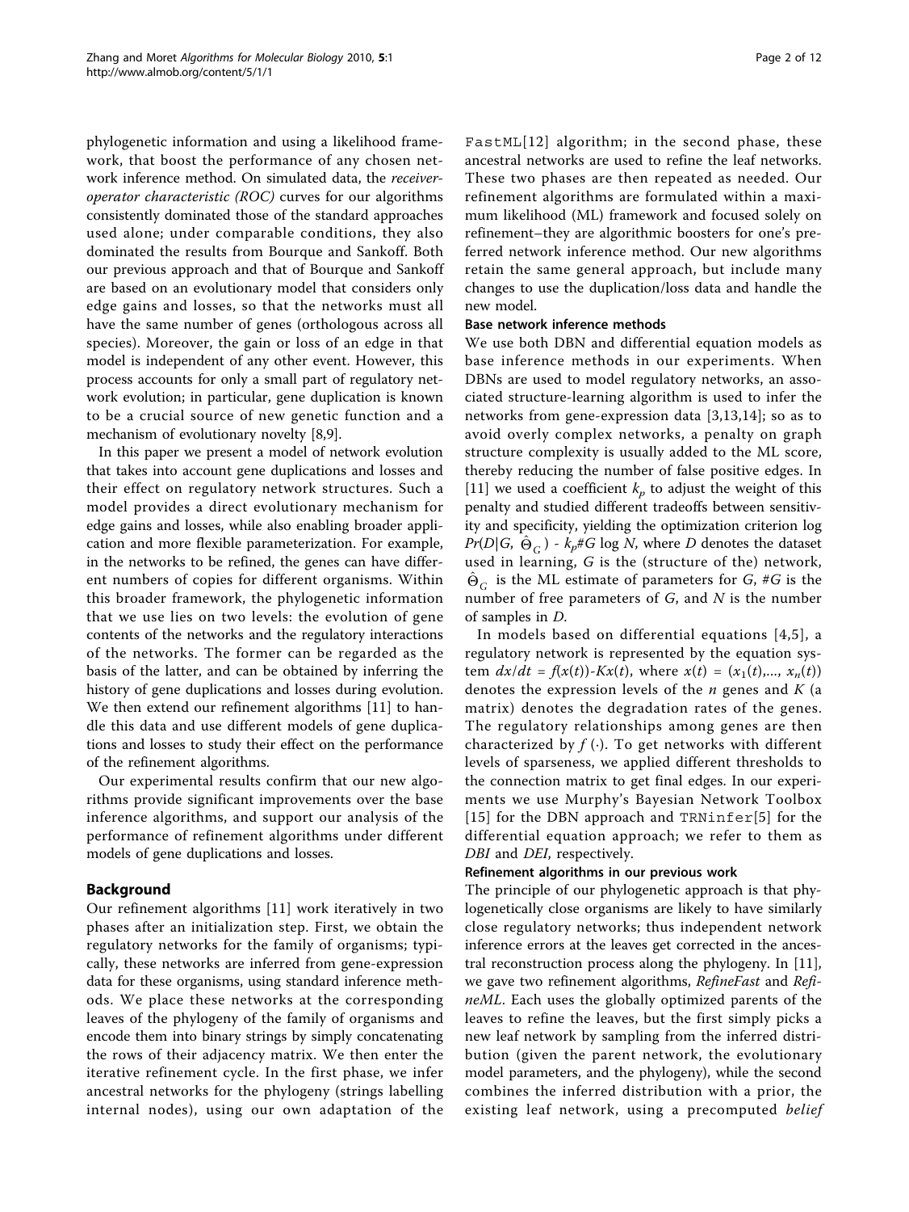phylogenetic information and using a likelihood framework, that boost the performance of any chosen network inference method. On simulated data, the *receiver-operator characteristic (ROC)* curves for our algorithms consistently dominated those of the standard approaches used alone; under comparable conditions, they also dominated the results from Bourque and Sankoff. Both our previous approach and that of Bourque and Sankoff are based on an evolutionary model that considers only edge gains and losses, so that the networks must all have the same number of genes (orthologous across all species). Moreover, the gain or loss of an edge in that model is independent of any other event. However, this process accounts for only a small part of regulatory network evolution; in particular, gene duplication is known to be a crucial source of new genetic function and a mechanism of evolutionary novelty [8,9].

In this paper we present a model of network evolution that takes into account gene duplications and losses and their effect on regulatory network structures. Such a model provides a direct evolutionary mechanism for edge gains and losses, while also enabling broader application and more flexible parameterization. For example, in the networks to be refined, the genes can have different numbers of copies for different organisms. Within this broader framework, the phylogenetic information that we use lies on two levels: the evolution of gene contents of the networks and the regulatory interactions of the networks. The former can be regarded as the basis of the latter, and can be obtained by inferring the history of gene duplications and losses during evolution. We then extend our refinement algorithms [11] to handle this data and use different models of gene duplications and losses to study their effect on the performance of the refinement algorithms.

Our experimental results confirm that our new algorithms provide significant improvements over the base inference algorithms, and support our analysis of the performance of refinement algorithms under different models of gene duplications and losses.

## Background

Our refinement algorithms [11] work iteratively in two phases after an initialization step. First, we obtain the regulatory networks for the family of organisms; typically, these networks are inferred from gene-expression data for these organisms, using standard inference methods. We place these networks at the corresponding leaves of the phylogeny of the family of organisms and encode them into binary strings by simply concatenating the rows of their adjacency matrix. We then enter the iterative refinement cycle. In the first phase, we infer ancestral networks for the phylogeny (strings labelling internal nodes), using our own adaptation of the FastML[12] algorithm; in the second phase, these ancestral networks are used to refine the leaf networks. These two phases are then repeated as needed. Our refinement algorithms are formulated within a maximum likelihood (ML) framework and focused solely on refinement–they are algorithmic boosters for one's preferred network inference method. Our new algorithms retain the same general approach, but include many changes to use the duplication/loss data and handle the new model.

### Base network inference methods

We use both DBN and differential equation models as base inference methods in our experiments. When DBNs are used to model regulatory networks, an associated structure-learning algorithm is used to infer the networks from gene-expression data [3,13,14]; so as to avoid overly complex networks, a penalty on graph structure complexity is usually added to the ML score, thereby reducing the number of false positive edges. In [11] we used a coefficient $k_p$ to adjust the weight of this penalty and studied different tradeoffs between sensitivity and specificity, yielding the optimization criterion log $Pr(D|G, \hat{\Theta}_G) - k_p \#G \log N$, where $D$ denotes the dataset used in learning, $G$ is the (structure of the) network, $\hat{\Theta}_G$ is the ML estimate of parameters for $G$, $\#G$ is the number of free parameters of $G$, and $N$ is the number of samples in $D$.

In models based on differential equations [4,5], a regulatory network is represented by the equation system $dx/dt = f(x(t)) - Kx(t)$, where $x(t) = (x_1(t), ..., x_n(t))$ denotes the expression levels of the $n$ genes and $K$ (a matrix) denotes the degradation rates of the genes. The regulatory relationships among genes are then characterized by $f(\cdot)$. To get networks with different levels of sparseness, we applied different thresholds to the connection matrix to get final edges. In our experiments we use Murphy's Bayesian Network Toolbox [15] for the DBN approach and TRNinfer[5] for the differential equation approach; we refer to them as *DBI* and *DEI*, respectively.

### Refinement algorithms in our previous work

The principle of our phylogenetic approach is that phylogenetically close organisms are likely to have similarly close regulatory networks; thus independent network inference errors at the leaves get corrected in the ancestral reconstruction process along the phylogeny. In [11], we gave two refinement algorithms, *RefineFast* and *RefineML*. Each uses the globally optimized parents of the leaves to refine the leaves, but the first simply picks a new leaf network by sampling from the inferred distribution (given the parent network, the evolutionary model parameters, and the phylogeny), while the second combines the inferred distribution with a prior, the existing leaf network, using a precomputed *belief*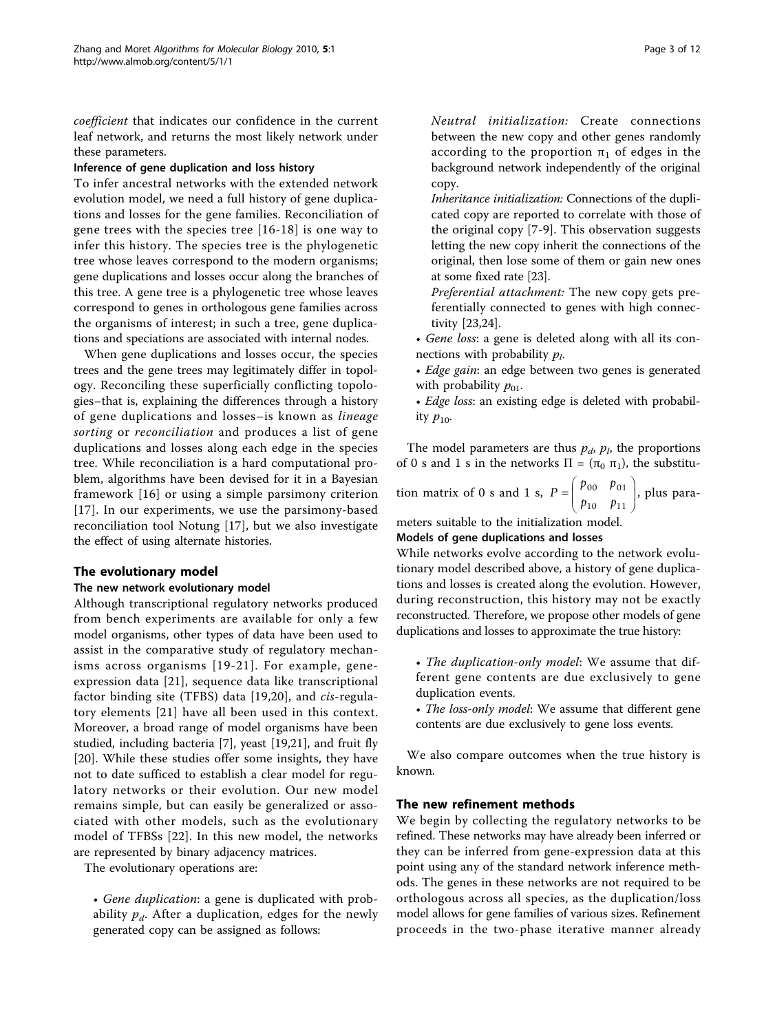*coefficient* that indicates our confidence in the current leaf network, and returns the most likely network under these parameters.

#### Inference of gene duplication and loss history

To infer ancestral networks with the extended network evolution model, we need a full history of gene duplications and losses for the gene families. Reconciliation of gene trees with the species tree [16-18] is one way to infer this history. The species tree is the phylogenetic tree whose leaves correspond to the modern organisms; gene duplications and losses occur along the branches of this tree. A gene tree is a phylogenetic tree whose leaves correspond to genes in orthologous gene families across the organisms of interest; in such a tree, gene duplications and speciations are associated with internal nodes.

When gene duplications and losses occur, the species trees and the gene trees may legitimately differ in topology. Reconciling these superficially conflicting topologies–that is, explaining the differences through a history of gene duplications and losses–is known as *lineage sorting* or *reconciliation* and produces a list of gene duplications and losses along each edge in the species tree. While reconciliation is a hard computational problem, algorithms have been devised for it in a Bayesian framework [16] or using a simple parsimony criterion [17]. In our experiments, we use the parsimony-based reconciliation tool Notung [17], but we also investigate the effect of using alternate histories.

## The evolutionary model

#### The new network evolutionary model

Although transcriptional regulatory networks produced from bench experiments are available for only a few model organisms, other types of data have been used to assist in the comparative study of regulatory mechanisms across organisms [19-21]. For example, gene-expression data [21], sequence data like transcriptional factor binding site (TFBS) data [19,20], and *cis*-regulatory elements [21] have all been used in this context. Moreover, a broad range of model organisms have been studied, including bacteria [7], yeast [19,21], and fruit fly [20]. While these studies offer some insights, they have not to date sufficed to establish a clear model for regulatory networks or their evolution. Our new model remains simple, but can easily be generalized or associated with other models, such as the evolutionary model of TFBSs [22]. In this new model, the networks are represented by binary adjacency matrices.

The evolutionary operations are:

- *Gene duplication*: a gene is duplicated with probability $p_d$. After a duplication, edges for the newly generated copy can be assigned as follows:

  *Neutral initialization:* Create connections between the new copy and other genes randomly according to the proportion $\pi_1$ of edges in the background network independently of the original copy.

  *Inheritance initialization:* Connections of the duplicated copy are reported to correlate with those of the original copy [7-9]. This observation suggests letting the new copy inherit the connections of the original, then lose some of them or gain new ones at some fixed rate [23].

  *Preferential attachment:* The new copy gets preferentially connected to genes with high connectivity [23,24].

- *Gene loss*: a gene is deleted along with all its connections with probability $p_l$.
- *Edge gain*: an edge between two genes is generated with probability $p_{01}$.
- *Edge loss*: an existing edge is deleted with probability $p_{10}$.

The model parameters are thus $p_d$, $p_l$, the proportions of 0 s and 1 s in the networks $\Pi = (\pi_0\ \pi_1)$, the substitution matrix of 0 s and 1 s, $P = \begin{pmatrix} p_{00} & p_{01} \\ p_{10} & p_{11} \end{pmatrix}$, plus parameters suitable to the initialization model.

#### Models of gene duplications and losses

While networks evolve according to the network evolutionary model described above, a history of gene duplications and losses is created along the evolution. However, during reconstruction, this history may not be exactly reconstructed. Therefore, we propose other models of gene duplications and losses to approximate the true history:

- *The duplication-only model*: We assume that different gene contents are due exclusively to gene duplication events.
- *The loss-only model*: We assume that different gene contents are due exclusively to gene loss events.

We also compare outcomes when the true history is known.

## The new refinement methods

We begin by collecting the regulatory networks to be refined. These networks may have already been inferred or they can be inferred from gene-expression data at this point using any of the standard network inference methods. The genes in these networks are not required to be orthologous across all species, as the duplication/loss model allows for gene families of various sizes. Refinement proceeds in the two-phase iterative manner already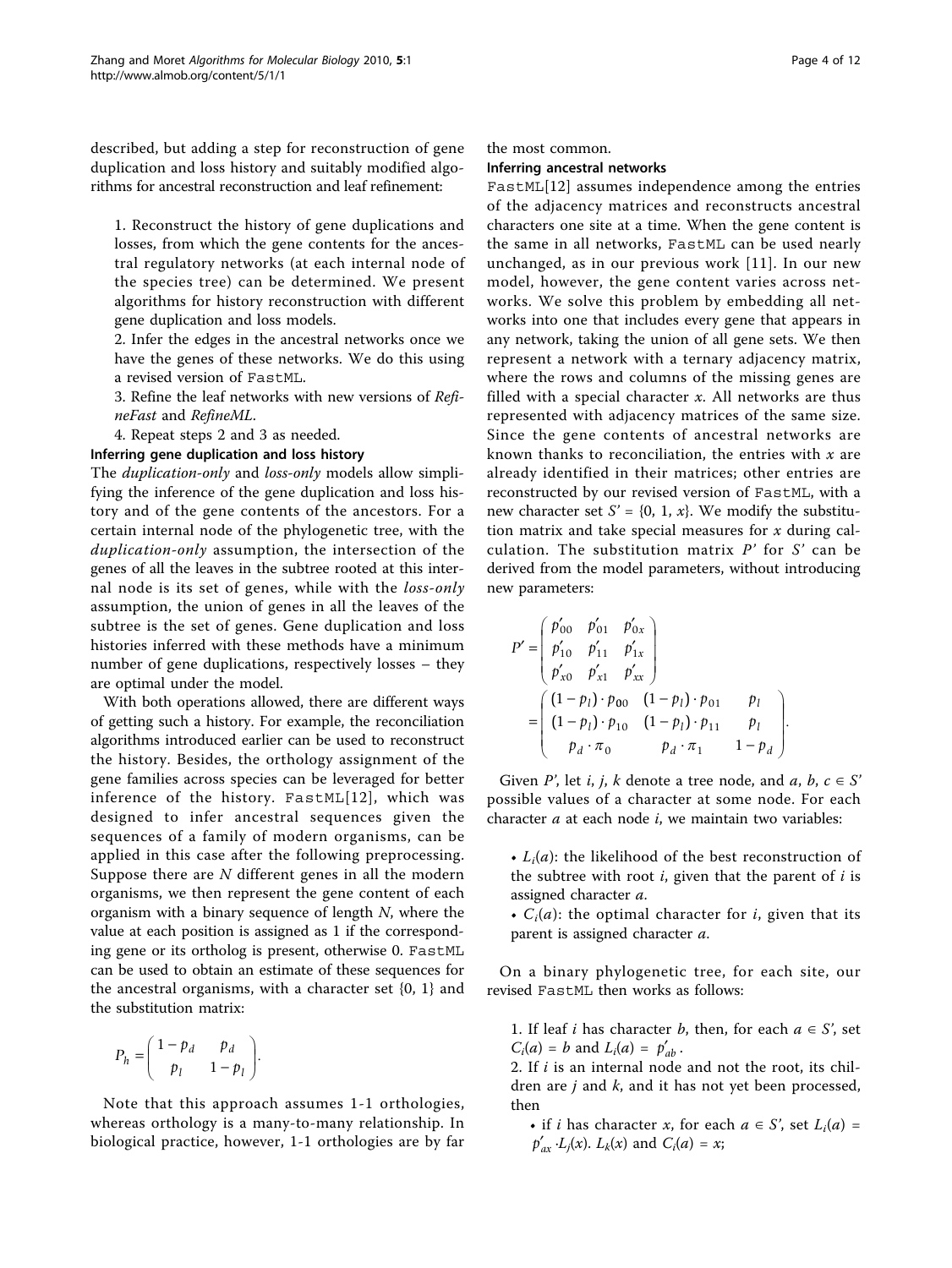described, but adding a step for reconstruction of gene duplication and loss history and suitably modified algorithms for ancestral reconstruction and leaf refinement:

1. Reconstruct the history of gene duplications and losses, from which the gene contents for the ancestral regulatory networks (at each internal node of the species tree) can be determined. We present algorithms for history reconstruction with different gene duplication and loss models.
2. Infer the edges in the ancestral networks once we have the genes of these networks. We do this using a revised version of FastML.
3. Refine the leaf networks with new versions of *RefineFast* and *RefineML*.
4. Repeat steps 2 and 3 as needed.

### Inferring gene duplication and loss history

The *duplication-only* and *loss-only* models allow simplifying the inference of the gene duplication and loss history and of the gene contents of the ancestors. For a certain internal node of the phylogenetic tree, with the *duplication-only* assumption, the intersection of the genes of all the leaves in the subtree rooted at this internal node is its set of genes, while with the *loss-only* assumption, the union of genes in all the leaves of the subtree is the set of genes. Gene duplication and loss histories inferred with these methods have a minimum number of gene duplications, respectively losses – they are optimal under the model.

With both operations allowed, there are different ways of getting such a history. For example, the reconciliation algorithms introduced earlier can be used to reconstruct the history. Besides, the orthology assignment of the gene families across species can be leveraged for better inference of the history. FastML[12], which was designed to infer ancestral sequences given the sequences of a family of modern organisms, can be applied in this case after the following preprocessing. Suppose there are $N$ different genes in all the modern organisms, we then represent the gene content of each organism with a binary sequence of length $N$, where the value at each position is assigned as 1 if the corresponding gene or its ortholog is present, otherwise 0. FastML can be used to obtain an estimate of these sequences for the ancestral organisms, with a character set {0, 1} and the substitution matrix:

$$P_h = \begin{pmatrix} 1-p_d & p_d \\ p_l & 1-p_l \end{pmatrix}.$$

Note that this approach assumes 1-1 orthologies, whereas orthology is a many-to-many relationship. In biological practice, however, 1-1 orthologies are by far the most common.

### Inferring ancestral networks

FastML[12] assumes independence among the entries of the adjacency matrices and reconstructs ancestral characters one site at a time. When the gene content is the same in all networks, FastML can be used nearly unchanged, as in our previous work [11]. In our new model, however, the gene content varies across networks. We solve this problem by embedding all networks into one that includes every gene that appears in any network, taking the union of all gene sets. We then represent a network with a ternary adjacency matrix, where the rows and columns of the missing genes are filled with a special character $x$. All networks are thus represented with adjacency matrices of the same size. Since the gene contents of ancestral networks are known thanks to reconciliation, the entries with $x$ are already identified in their matrices; other entries are reconstructed by our revised version of FastML, with a new character set $S' = \{0, 1, x\}$. We modify the substitution matrix and take special measures for $x$ during calculation. The substitution matrix $P'$ for $S'$ can be derived from the model parameters, without introducing new parameters:

$$P' = \begin{pmatrix} p'_{00} & p'_{01} & p'_{0x} \\ p'_{10} & p'_{11} & p'_{1x} \\ p'_{x0} & p'_{x1} & p'_{xx} \end{pmatrix} = \begin{pmatrix} (1-p_l)\cdot p_{00} & (1-p_l)\cdot p_{01} & p_l \\ (1-p_l)\cdot p_{10} & (1-p_l)\cdot p_{11} & p_l \\ p_d \cdot \pi_0 & p_d \cdot \pi_1 & 1-p_d \end{pmatrix}.$$

Given $P'$, let $i$, $j$, $k$ denote a tree node, and $a, b, c \in S'$ possible values of a character at some node. For each character $a$ at each node $i$, we maintain two variables:

- $L_i(a)$: the likelihood of the best reconstruction of the subtree with root $i$, given that the parent of $i$ is assigned character $a$.
- $C_i(a)$: the optimal character for $i$, given that its parent is assigned character $a$.

On a binary phylogenetic tree, for each site, our revised FastML then works as follows:

1. If leaf $i$ has character $b$, then, for each $a \in S'$, set $C_i(a) = b$ and $L_i(a) = p'_{ab}$.
2. If $i$ is an internal node and not the root, its children are $j$ and $k$, and it has not yet been processed, then
   - if $i$ has character $x$, for each $a \in S'$, set $L_i(a) = p'_{ax} \cdot L_j(x) \cdot L_k(x)$ and $C_i(a) = x$;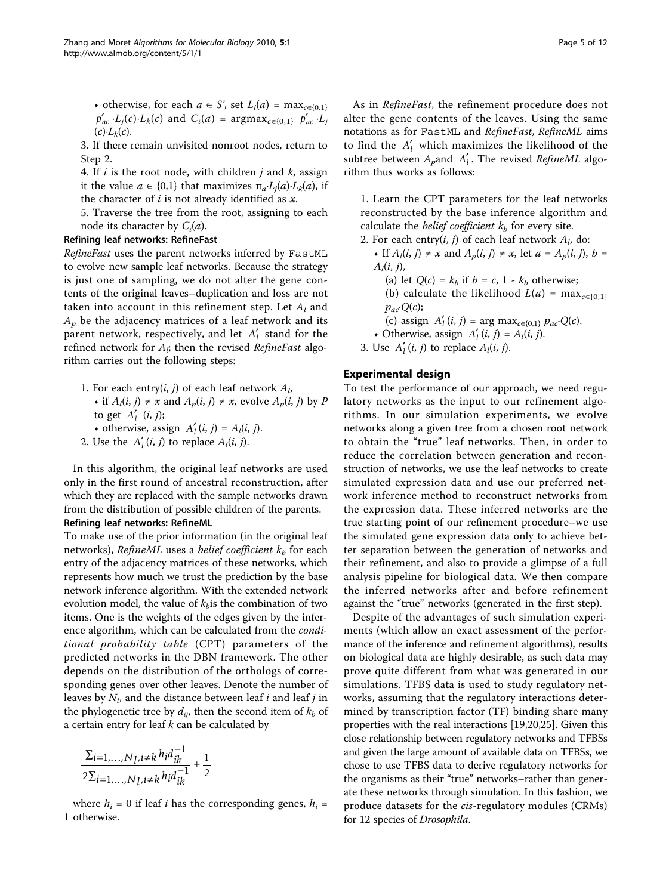- otherwise, for each $a \in S'$, set $L_i(a) = \max_{c \in \{0,1\}} p'_{ac} \cdot L_j(c) \cdot L_k(c)$ and $C_i(a) = \text{argmax}_{c \in \{0,1\}} p'_{ac} \cdot L_j(c) \cdot L_k(c)$.

3. If there remain unvisited nonroot nodes, return to Step 2.

4. If $i$ is the root node, with children $j$ and $k$, assign it the value $a \in \{0,1\}$ that maximizes $\pi_a \cdot L_j(a) \cdot L_k(a)$, if the character of $i$ is not already identified as $x$.

5. Traverse the tree from the root, assigning to each node its character by $C_i(a)$.

#### Refining leaf networks: RefineFast

*RefineFast* uses the parent networks inferred by FastML to evolve new sample leaf networks. Because the strategy is just one of sampling, we do not alter the gene contents of the original leaves–duplication and loss are not taken into account in this refinement step. Let $A_l$ and $A_p$ be the adjacency matrices of a leaf network and its parent network, respectively, and let $A'_l$ stand for the refined network for $A_l$; then the revised *RefineFast* algorithm carries out the following steps:

1. For each entry$(i, j)$ of each leaf network $A_l$,
   - if $A_l(i, j) \neq x$ and $A_p(i, j) \neq x$, evolve $A_p(i, j)$ by $P$ to get $A'_l(i, j)$;
   - otherwise, assign $A'_l(i, j) = A_l(i, j)$.
2. Use the $A'_l(i, j)$ to replace $A_l(i, j)$.

In this algorithm, the original leaf networks are used only in the first round of ancestral reconstruction, after which they are replaced with the sample networks drawn from the distribution of possible children of the parents.

#### Refining leaf networks: RefineML

To make use of the prior information (in the original leaf networks), *RefineML* uses a *belief coefficient* $k_b$ for each entry of the adjacency matrices of these networks, which represents how much we trust the prediction by the base network inference algorithm. With the extended network evolution model, the value of $k_b$is the combination of two items. One is the weights of the edges given by the inference algorithm, which can be calculated from the *conditional probability table* (CPT) parameters of the predicted networks in the DBN framework. The other depends on the distribution of the orthologs of corresponding genes over other leaves. Denote the number of leaves by $N_l$, and the distance between leaf $i$ and leaf $j$ in the phylogenetic tree by $d_{ij}$, then the second item of $k_b$ of a certain entry for leaf $k$ can be calculated by

$$\frac{\sum_{i=1,\ldots,N_l, i \neq k} h_i d_{ik}^{-1}}{2\sum_{i=1,\ldots,N_l, i \neq k} h_i d_{ik}^{-1}} + \frac{1}{2}$$

where $h_i = 0$ if leaf $i$ has the corresponding genes, $h_i = 1$ otherwise.

As in *RefineFast*, the refinement procedure does not alter the gene contents of the leaves. Using the same notations as for FastML and *RefineFast*, *RefineML* aims to find the $A'_l$ which maximizes the likelihood of the subtree between $A_p$and $A'_l$. The revised *RefineML* algorithm thus works as follows:

1. Learn the CPT parameters for the leaf networks reconstructed by the base inference algorithm and calculate the *belief coefficient* $k_b$ for every site.
2. For each entry$(i, j)$ of each leaf network $A_l$, do:
   - If $A_l(i, j) \neq x$ and $A_p(i, j) \neq x$, let $a = A_p(i, j)$, $b = A_l(i, j)$,
     (a) let $Q(c) = k_b$ if $b = c$, $1 - k_b$ otherwise;
     (b) calculate the likelihood $L(a) = \max_{c \in \{0,1\}} p_{ac} \cdot Q(c)$;
     (c) assign $A'_l(i, j) = \arg\max_{c \in \{0,1\}} p_{ac} \cdot Q(c)$.
   - Otherwise, assign $A'_l(i, j) = A_l(i, j)$.
3. Use $A'_l(i, j)$ to replace $A_l(i, j)$.

## Experimental design

To test the performance of our approach, we need regulatory networks as the input to our refinement algorithms. In our simulation experiments, we evolve networks along a given tree from a chosen root network to obtain the "true" leaf networks. Then, in order to reduce the correlation between generation and reconstruction of networks, we use the leaf networks to create simulated expression data and use our preferred network inference method to reconstruct networks from the expression data. These inferred networks are the true starting point of our refinement procedure–we use the simulated gene expression data only to achieve better separation between the generation of networks and their refinement, and also to provide a glimpse of a full analysis pipeline for biological data. We then compare the inferred networks after and before refinement against the "true" networks (generated in the first step).

Despite of the advantages of such simulation experiments (which allow an exact assessment of the performance of the inference and refinement algorithms), results on biological data are highly desirable, as such data may prove quite different from what was generated in our simulations. TFBS data is used to study regulatory networks, assuming that the regulatory interactions determined by transcription factor (TF) binding share many properties with the real interactions [19,20,25]. Given this close relationship between regulatory networks and TFBSs and given the large amount of available data on TFBSs, we chose to use TFBS data to derive regulatory networks for the organisms as their "true" networks–rather than generate these networks through simulation. In this fashion, we produce datasets for the *cis*-regulatory modules (CRMs) for 12 species of *Drosophila*.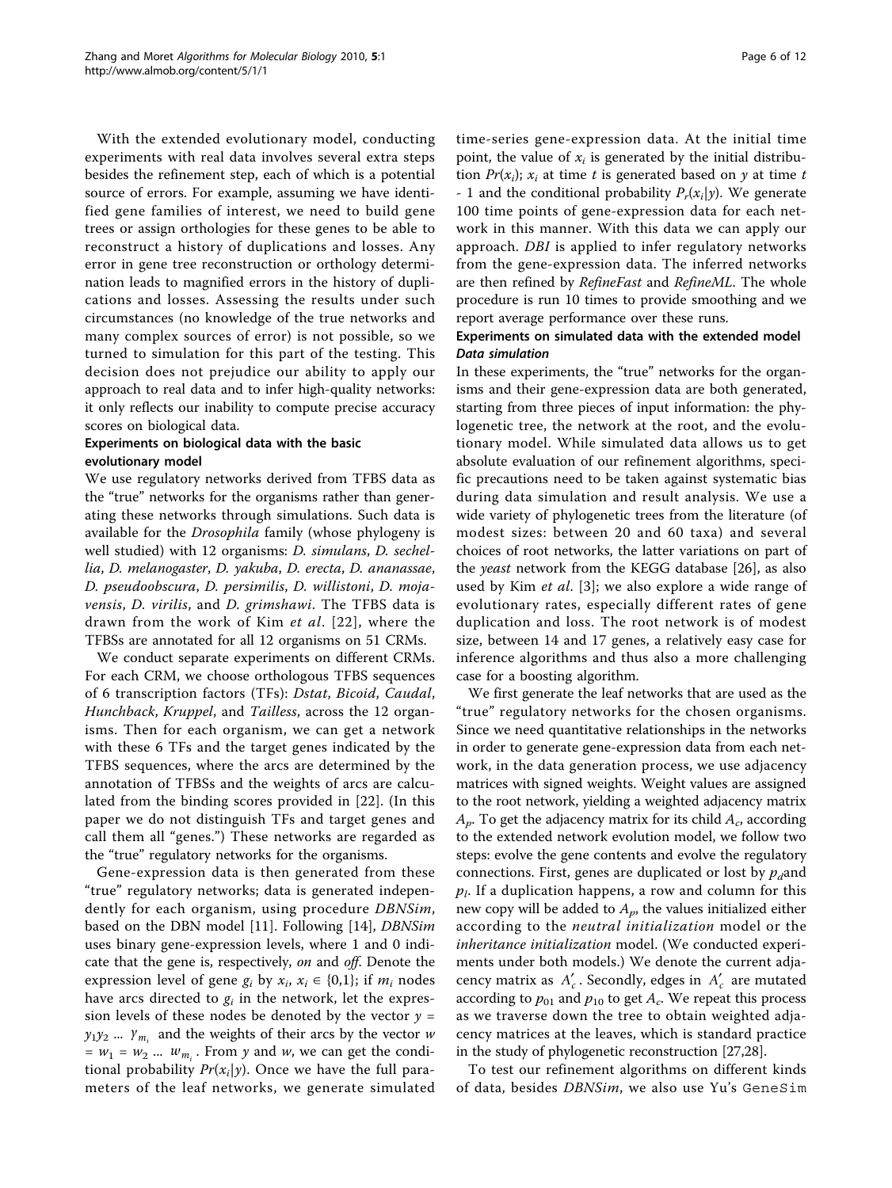With the extended evolutionary model, conducting experiments with real data involves several extra steps besides the refinement step, each of which is a potential source of errors. For example, assuming we have identified gene families of interest, we need to build gene trees or assign orthologies for these genes to be able to reconstruct a history of duplications and losses. Any error in gene tree reconstruction or orthology determination leads to magnified errors in the history of duplications and losses. Assessing the results under such circumstances (no knowledge of the true networks and many complex sources of error) is not possible, so we turned to simulation for this part of the testing. This decision does not prejudice our ability to apply our approach to real data and to infer high-quality networks: it only reflects our inability to compute precise accuracy scores on biological data.

### Experiments on biological data with the basic evolutionary model

We use regulatory networks derived from TFBS data as the "true" networks for the organisms rather than generating these networks through simulations. Such data is available for the *Drosophila* family (whose phylogeny is well studied) with 12 organisms: *D. simulans*, *D. sechellia*, *D. melanogaster*, *D. yakuba*, *D. erecta*, *D. ananassae*, *D. pseudoobscura*, *D. persimilis*, *D. willistoni*, *D. mojavensis*, *D. virilis*, and *D. grimshawi*. The TFBS data is drawn from the work of Kim *et al*. [22], where the TFBSs are annotated for all 12 organisms on 51 CRMs.

We conduct separate experiments on different CRMs. For each CRM, we choose orthologous TFBS sequences of 6 transcription factors (TFs): *Dstat*, *Bicoid*, *Caudal*, *Hunchback*, *Kruppel*, and *Tailless*, across the 12 organisms. Then for each organism, we can get a network with these 6 TFs and the target genes indicated by the TFBS sequences, where the arcs are determined by the annotation of TFBSs and the weights of arcs are calculated from the binding scores provided in [22]. (In this paper we do not distinguish TFs and target genes and call them all "genes.") These networks are regarded as the "true" regulatory networks for the organisms.

Gene-expression data is then generated from these "true" regulatory networks; data is generated independently for each organism, using procedure *DBNSim*, based on the DBN model [11]. Following [14], *DBNSim* uses binary gene-expression levels, where 1 and 0 indicate that the gene is, respectively, *on* and *off*. Denote the expression level of gene $g_i$ by $x_i$, $x_i \in \{0,1\}$; if $m_i$ nodes have arcs directed to $g_i$ in the network, let the expression levels of these nodes be denoted by the vector $y = y_1 y_2 \ldots y_{m_i}$ and the weights of their arcs by the vector $w = w_1 = w_2 \ldots w_{m_i}$. From $y$ and $w$, we can get the conditional probability $Pr(x_i|y)$. Once we have the full parameters of the leaf networks, we generate simulated time-series gene-expression data. At the initial time point, the value of $x_i$ is generated by the initial distribution $Pr(x_i)$; $x_i$ at time $t$ is generated based on $y$ at time $t$ - 1 and the conditional probability $P_r(x_i|y)$. We generate 100 time points of gene-expression data for each network in this manner. With this data we can apply our approach. *DBI* is applied to infer regulatory networks from the gene-expression data. The inferred networks are then refined by *RefineFast* and *RefineML*. The whole procedure is run 10 times to provide smoothing and we report average performance over these runs.

### Experiments on simulated data with the extended model

#### Data simulation

In these experiments, the "true" networks for the organisms and their gene-expression data are both generated, starting from three pieces of input information: the phylogenetic tree, the network at the root, and the evolutionary model. While simulated data allows us to get absolute evaluation of our refinement algorithms, specific precautions need to be taken against systematic bias during data simulation and result analysis. We use a wide variety of phylogenetic trees from the literature (of modest sizes: between 20 and 60 taxa) and several choices of root networks, the latter variations on part of the *yeast* network from the KEGG database [26], as also used by Kim *et al*. [3]; we also explore a wide range of evolutionary rates, especially different rates of gene duplication and loss. The root network is of modest size, between 14 and 17 genes, a relatively easy case for inference algorithms and thus also a more challenging case for a boosting algorithm.

We first generate the leaf networks that are used as the "true" regulatory networks for the chosen organisms. Since we need quantitative relationships in the networks in order to generate gene-expression data from each network, in the data generation process, we use adjacency matrices with signed weights. Weight values are assigned to the root network, yielding a weighted adjacency matrix $A_p$. To get the adjacency matrix for its child $A_c$, according to the extended network evolution model, we follow two steps: evolve the gene contents and evolve the regulatory connections. First, genes are duplicated or lost by $p_d$ and $p_l$. If a duplication happens, a row and column for this new copy will be added to $A_p$, the values initialized either according to the *neutral initialization* model or the *inheritance initialization* model. (We conducted experiments under both models.) We denote the current adjacency matrix as $A'_c$. Secondly, edges in $A'_c$ are mutated according to $p_{01}$ and $p_{10}$ to get $A_c$. We repeat this process as we traverse down the tree to obtain weighted adjacency matrices at the leaves, which is standard practice in the study of phylogenetic reconstruction [27,28].

To test our refinement algorithms on different kinds of data, besides *DBNSim*, we also use Yu's `GeneSim`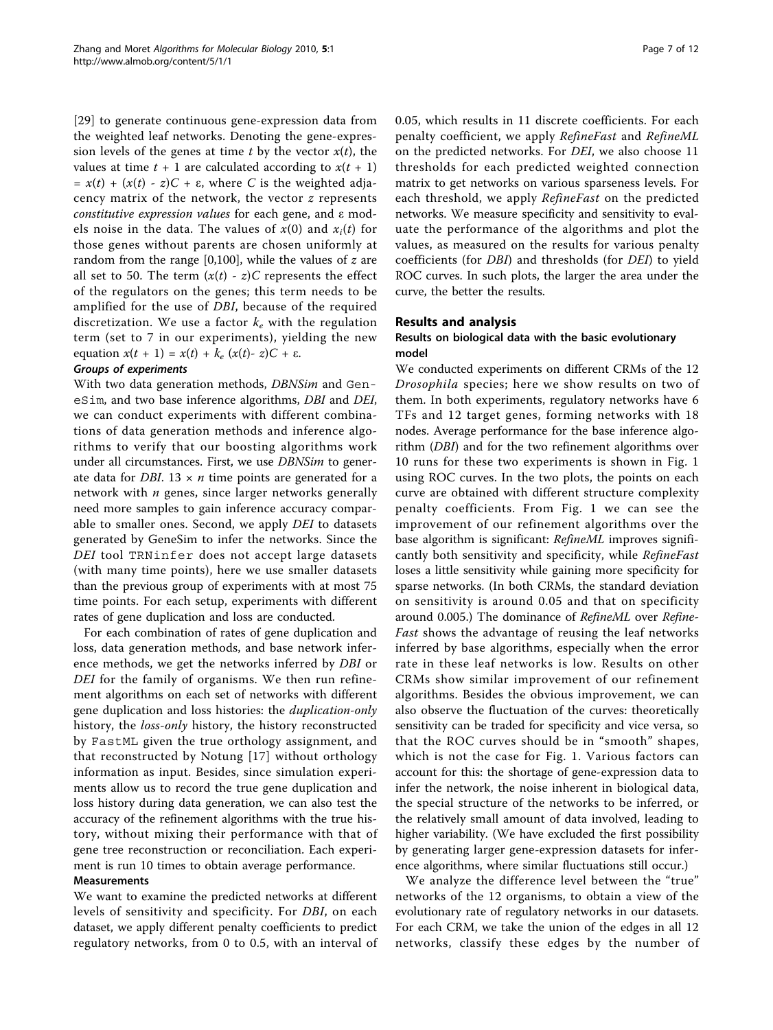[29] to generate continuous gene-expression data from the weighted leaf networks. Denoting the gene-expression levels of the genes at time $t$ by the vector $x(t)$, the values at time $t + 1$ are calculated according to $x(t + 1) = x(t) + (x(t) - z)C + \varepsilon$, where $C$ is the weighted adjacency matrix of the network, the vector $z$ represents *constitutive expression values* for each gene, and $\varepsilon$ models noise in the data. The values of $x(0)$ and $x_i(t)$ for those genes without parents are chosen uniformly at random from the range [0,100], while the values of $z$ are all set to 50. The term $(x(t) - z)C$ represents the effect of the regulators on the genes; this term needs to be amplified for the use of *DBI*, because of the required discretization. We use a factor $k_e$ with the regulation term (set to 7 in our experiments), yielding the new equation $x(t + 1) = x(t) + k_e (x(t)- z)C + \varepsilon$.

#### Groups of experiments

With two data generation methods, *DBNSim* and GeneSim, and two base inference algorithms, *DBI* and *DEI*, we can conduct experiments with different combinations of data generation methods and inference algorithms to verify that our boosting algorithms work under all circumstances. First, we use *DBNSim* to generate data for *DBI*. $13 \times n$ time points are generated for a network with $n$ genes, since larger networks generally need more samples to gain inference accuracy comparable to smaller ones. Second, we apply *DEI* to datasets generated by GeneSim to infer the networks. Since the *DEI* tool TRNinfer does not accept large datasets (with many time points), here we use smaller datasets than the previous group of experiments with at most 75 time points. For each setup, experiments with different rates of gene duplication and loss are conducted.

For each combination of rates of gene duplication and loss, data generation methods, and base network inference methods, we get the networks inferred by *DBI* or *DEI* for the family of organisms. We then run refinement algorithms on each set of networks with different gene duplication and loss histories: the *duplication-only* history, the *loss-only* history, the history reconstructed by FastML given the true orthology assignment, and that reconstructed by Notung [17] without orthology information as input. Besides, since simulation experiments allow us to record the true gene duplication and loss history during data generation, we can also test the accuracy of the refinement algorithms with the true history, without mixing their performance with that of gene tree reconstruction or reconciliation. Each experiment is run 10 times to obtain average performance.

#### Measurements

We want to examine the predicted networks at different levels of sensitivity and specificity. For *DBI*, on each dataset, we apply different penalty coefficients to predict regulatory networks, from 0 to 0.5, with an interval of 0.05, which results in 11 discrete coefficients. For each penalty coefficient, we apply *RefineFast* and *RefineML* on the predicted networks. For *DEI*, we also choose 11 thresholds for each predicted weighted connection matrix to get networks on various sparseness levels. For each threshold, we apply *RefineFast* on the predicted networks. We measure specificity and sensitivity to evaluate the performance of the algorithms and plot the values, as measured on the results for various penalty coefficients (for *DBI*) and thresholds (for *DEI*) to yield ROC curves. In such plots, the larger the area under the curve, the better the results.

## Results and analysis

### Results on biological data with the basic evolutionary model

We conducted experiments on different CRMs of the 12 *Drosophila* species; here we show results on two of them. In both experiments, regulatory networks have 6 TFs and 12 target genes, forming networks with 18 nodes. Average performance for the base inference algorithm (*DBI*) and for the two refinement algorithms over 10 runs for these two experiments is shown in Fig. 1 using ROC curves. In the two plots, the points on each curve are obtained with different structure complexity penalty coefficients. From Fig. 1 we can see the improvement of our refinement algorithms over the base algorithm is significant: *RefineML* improves significantly both sensitivity and specificity, while *RefineFast* loses a little sensitivity while gaining more specificity for sparse networks. (In both CRMs, the standard deviation on sensitivity is around 0.05 and that on specificity around 0.005.) The dominance of *RefineML* over *RefineFast* shows the advantage of reusing the leaf networks inferred by base algorithms, especially when the error rate in these leaf networks is low. Results on other CRMs show similar improvement of our refinement algorithms. Besides the obvious improvement, we can also observe the fluctuation of the curves: theoretically sensitivity can be traded for specificity and vice versa, so that the ROC curves should be in "smooth" shapes, which is not the case for Fig. 1. Various factors can account for this: the shortage of gene-expression data to infer the network, the noise inherent in biological data, the special structure of the networks to be inferred, or the relatively small amount of data involved, leading to higher variability. (We have excluded the first possibility by generating larger gene-expression datasets for inference algorithms, where similar fluctuations still occur.)

We analyze the difference level between the "true" networks of the 12 organisms, to obtain a view of the evolutionary rate of regulatory networks in our datasets. For each CRM, we take the union of the edges in all 12 networks, classify these edges by the number of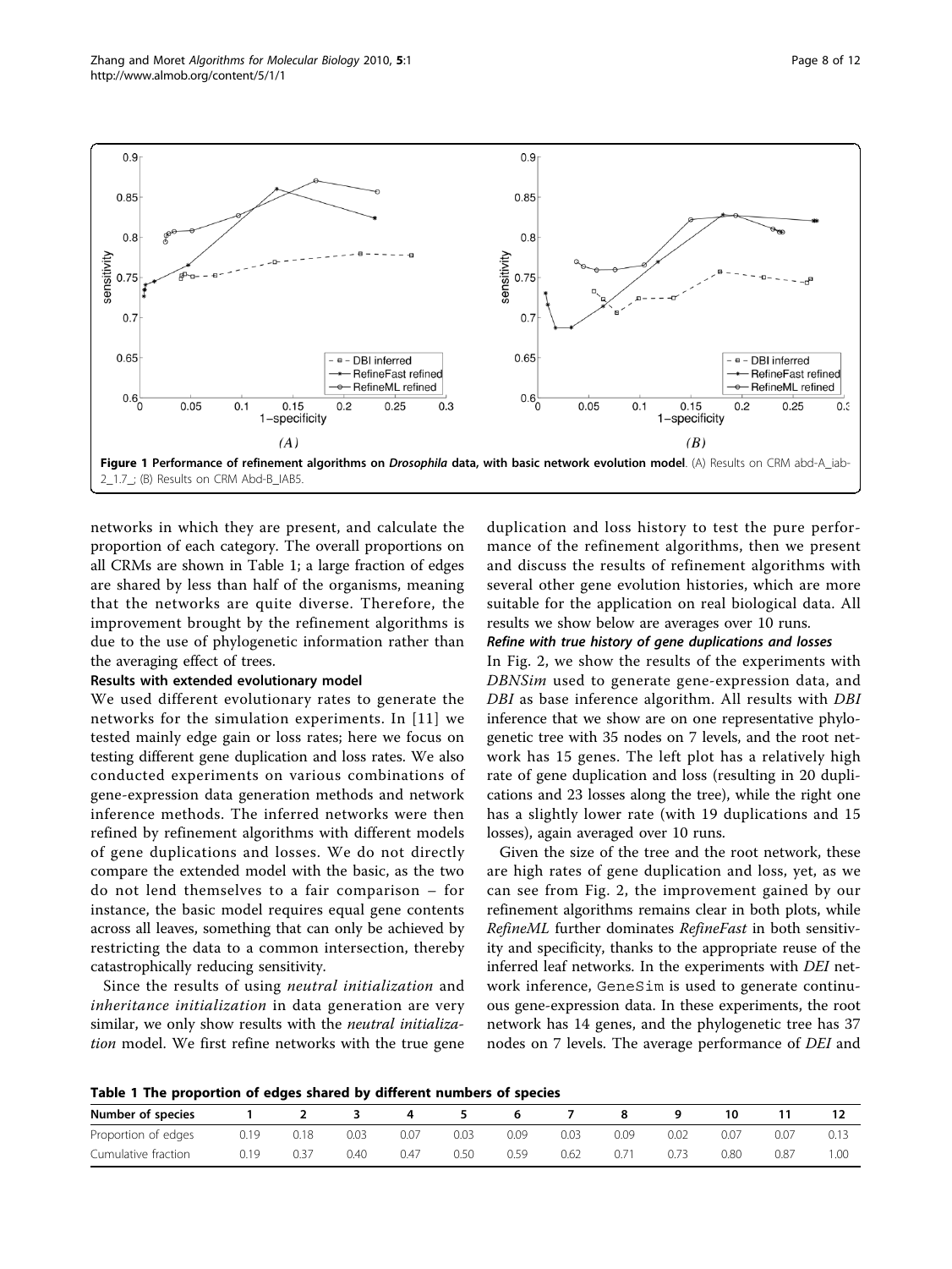0.9
0.85
0.8
0.75
0.7
0.65
0.6
sensitivity
0 0.05 0.1 0.15 0.2 0.25 0.3
1-specificity
DBI inferred
RefineFast refined
RefineML refined
(A)

0.9
0.85
0.8
0.75
0.7
0.65
0.6
sensitivity
0 0.05 0.1 0.15 0.2 0.25 0.3
1-specificity
DBI inferred
RefineFast refined
RefineML refined
(B)

**Figure 1 Performance of refinement algorithms on *Drosophila* data, with basic network evolution model**. (A) Results on CRM abd-A_iab-2_1.7_; (B) Results on CRM Abd-B_IAB5.

networks in which they are present, and calculate the proportion of each category. The overall proportions on all CRMs are shown in Table 1; a large fraction of edges are shared by less than half of the organisms, meaning that the networks are quite diverse. Therefore, the improvement brought by the refinement algorithms is due to the use of phylogenetic information rather than the averaging effect of trees.

### Results with extended evolutionary model

We used different evolutionary rates to generate the networks for the simulation experiments. In [11] we tested mainly edge gain or loss rates; here we focus on testing different gene duplication and loss rates. We also conducted experiments on various combinations of gene-expression data generation methods and network inference methods. The inferred networks were then refined by refinement algorithms with different models of gene duplications and losses. We do not directly compare the extended model with the basic, as the two do not lend themselves to a fair comparison – for instance, the basic model requires equal gene contents across all leaves, something that can only be achieved by restricting the data to a common intersection, thereby catastrophically reducing sensitivity.

Since the results of using *neutral initialization* and *inheritance initialization* in data generation are very similar, we only show results with the *neutral initialization* model. We first refine networks with the true gene duplication and loss history to test the pure performance of the refinement algorithms, then we present and discuss the results of refinement algorithms with several other gene evolution histories, which are more suitable for the application on real biological data. All results we show below are averages over 10 runs.

#### Refine with true history of gene duplications and losses

In Fig. 2, we show the results of the experiments with *DBNSim* used to generate gene-expression data, and *DBI* as base inference algorithm. All results with *DBI* inference that we show are on one representative phylogenetic tree with 35 nodes on 7 levels, and the root network has 15 genes. The left plot has a relatively high rate of gene duplication and loss (resulting in 20 duplications and 23 losses along the tree), while the right one has a slightly lower rate (with 19 duplications and 15 losses), again averaged over 10 runs.

Given the size of the tree and the root network, these are high rates of gene duplication and loss, yet, as we can see from Fig. 2, the improvement gained by our refinement algorithms remains clear in both plots, while *RefineML* further dominates *RefineFast* in both sensitivity and specificity, thanks to the appropriate reuse of the inferred leaf networks. In the experiments with *DEI* network inference, `GeneSim` is used to generate continuous gene-expression data. In these experiments, the root network has 14 genes, and the phylogenetic tree has 37 nodes on 7 levels. The average performance of *DEI* and

**Table 1 The proportion of edges shared by different numbers of species**

| Number of species | 1 | 2 | 3 | 4 | 5 | 6 | 7 | 8 | 9 | 10 | 11 | 12 |
|---|---|---|---|---|---|---|---|---|---|---|---|---|
| Proportion of edges | 0.19 | 0.18 | 0.03 | 0.07 | 0.03 | 0.09 | 0.03 | 0.09 | 0.02 | 0.07 | 0.07 | 0.13 |
| Cumulative fraction | 0.19 | 0.37 | 0.40 | 0.47 | 0.50 | 0.59 | 0.62 | 0.71 | 0.73 | 0.80 | 0.87 | 1.00 |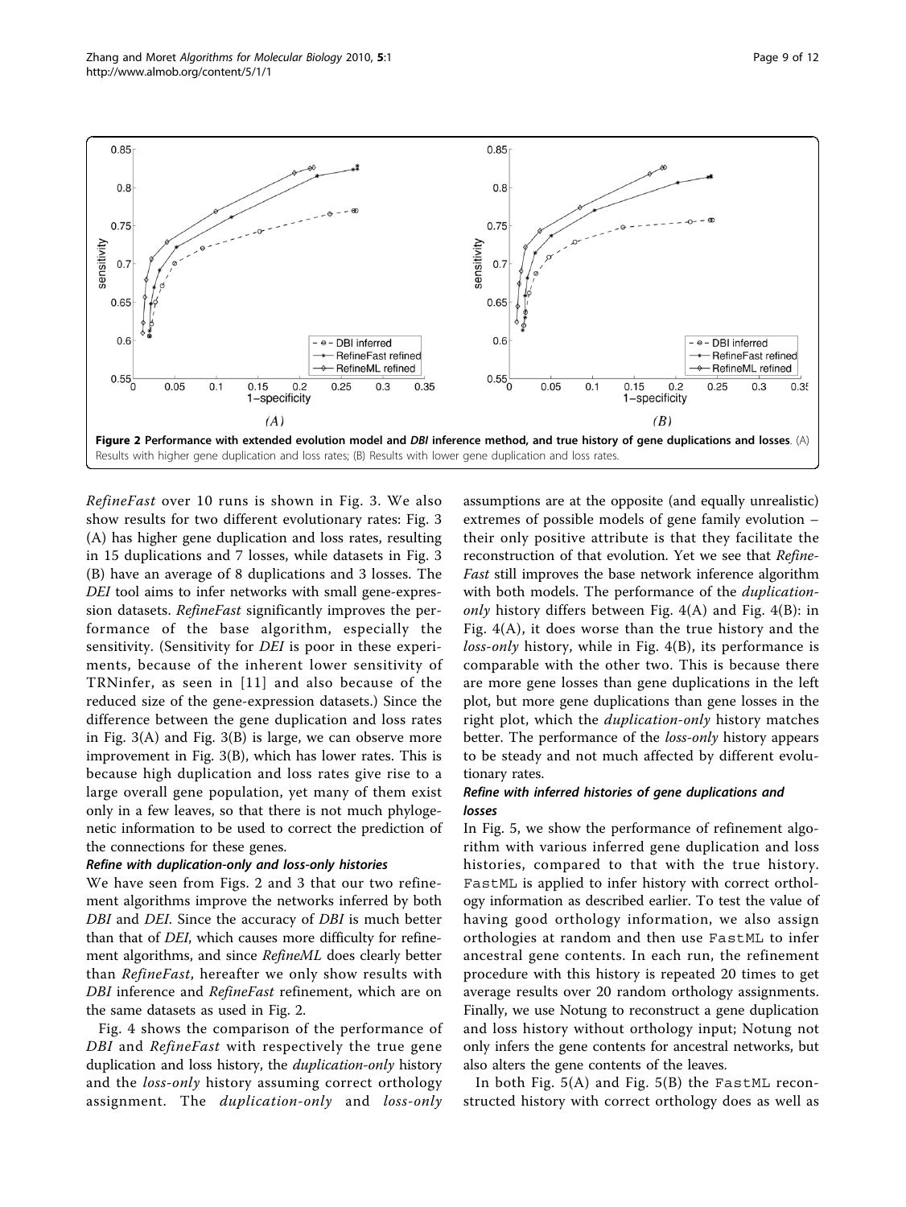**Figure 2 Performance with extended evolution model and *DBI* inference method, and true history of gene duplications and losses**. (A) Results with higher gene duplication and loss rates; (B) Results with lower gene duplication and loss rates.

*RefineFast* over 10 runs is shown in Fig. 3. We also show results for two different evolutionary rates: Fig. 3 (A) has higher gene duplication and loss rates, resulting in 15 duplications and 7 losses, while datasets in Fig. 3 (B) have an average of 8 duplications and 3 losses. The *DEI* tool aims to infer networks with small gene-expression datasets. *RefineFast* significantly improves the performance of the base algorithm, especially the sensitivity. (Sensitivity for *DEI* is poor in these experiments, because of the inherent lower sensitivity of TRNinfer, as seen in [11] and also because of the reduced size of the gene-expression datasets.) Since the difference between the gene duplication and loss rates in Fig. 3(A) and Fig. 3(B) is large, we can observe more improvement in Fig. 3(B), which has lower rates. This is because high duplication and loss rates give rise to a large overall gene population, yet many of them exist only in a few leaves, so that there is not much phylogenetic information to be used to correct the prediction of the connections for these genes.

#### Refine with duplication-only and loss-only histories

We have seen from Figs. 2 and 3 that our two refinement algorithms improve the networks inferred by both *DBI* and *DEI*. Since the accuracy of *DBI* is much better than that of *DEI*, which causes more difficulty for refinement algorithms, and since *RefineML* does clearly better than *RefineFast*, hereafter we only show results with *DBI* inference and *RefineFast* refinement, which are on the same datasets as used in Fig. 2.

Fig. 4 shows the comparison of the performance of *DBI* and *RefineFast* with respectively the true gene duplication and loss history, the *duplication-only* history and the *loss-only* history assuming correct orthology assignment. The *duplication-only* and *loss-only* assumptions are at the opposite (and equally unrealistic) extremes of possible models of gene family evolution – their only positive attribute is that they facilitate the reconstruction of that evolution. Yet we see that *RefineFast* still improves the base network inference algorithm with both models. The performance of the *duplication-only* history differs between Fig. 4(A) and Fig. 4(B): in Fig. 4(A), it does worse than the true history and the *loss-only* history, while in Fig. 4(B), its performance is comparable with the other two. This is because there are more gene losses than gene duplications in the left plot, but more gene duplications than gene losses in the right plot, which the *duplication-only* history matches better. The performance of the *loss-only* history appears to be steady and not much affected by different evolutionary rates.

#### Refine with inferred histories of gene duplications and losses

In Fig. 5, we show the performance of refinement algorithm with various inferred gene duplication and loss histories, compared to that with the true history. FastML is applied to infer history with correct orthology information as described earlier. To test the value of having good orthology information, we also assign orthologies at random and then use FastML to infer ancestral gene contents. In each run, the refinement procedure with this history is repeated 20 times to get average results over 20 random orthology assignments. Finally, we use Notung to reconstruct a gene duplication and loss history without orthology input; Notung not only infers the gene contents for ancestral networks, but also alters the gene contents of the leaves.

In both Fig. 5(A) and Fig. 5(B) the FastML reconstructed history with correct orthology does as well as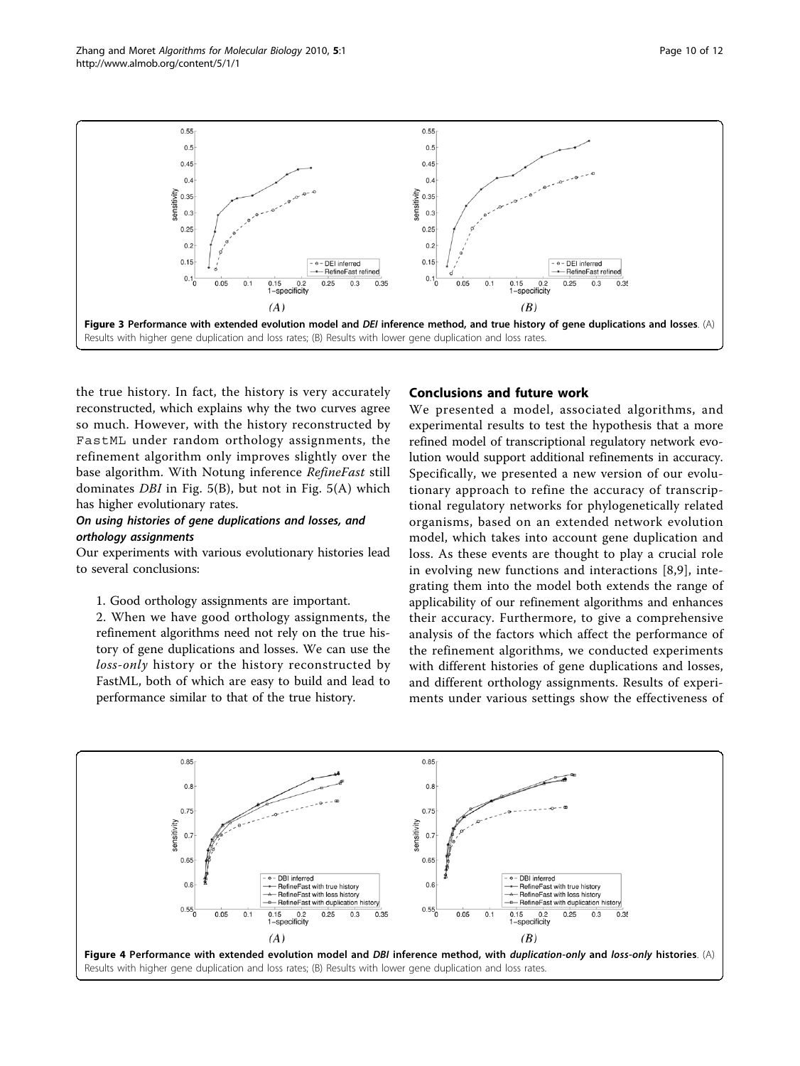Figure 3 Performance with extended evolution model and *DEI* inference method, and true history of gene duplications and losses. (A) Results with higher gene duplication and loss rates; (B) Results with lower gene duplication and loss rates.

the true history. In fact, the history is very accurately reconstructed, which explains why the two curves agree so much. However, with the history reconstructed by FastML under random orthology assignments, the refinement algorithm only improves slightly over the base algorithm. With Notung inference *RefineFast* still dominates *DBI* in Fig. 5(B), but not in Fig. 5(A) which has higher evolutionary rates.

### On using histories of gene duplications and losses, and orthology assignments

Our experiments with various evolutionary histories lead to several conclusions:

1. Good orthology assignments are important.
2. When we have good orthology assignments, the refinement algorithms need not rely on the true history of gene duplications and losses. We can use the *loss-only* history or the history reconstructed by FastML, both of which are easy to build and lead to performance similar to that of the true history.

## Conclusions and future work

We presented a model, associated algorithms, and experimental results to test the hypothesis that a more refined model of transcriptional regulatory network evolution would support additional refinements in accuracy. Specifically, we presented a new version of our evolutionary approach to refine the accuracy of transcriptional regulatory networks for phylogenetically related organisms, based on an extended network evolution model, which takes into account gene duplication and loss. As these events are thought to play a crucial role in evolving new functions and interactions [8,9], integrating them into the model both extends the range of applicability of our refinement algorithms and enhances their accuracy. Furthermore, to give a comprehensive analysis of the factors which affect the performance of the refinement algorithms, we conducted experiments with different histories of gene duplications and losses, and different orthology assignments. Results of experiments under various settings show the effectiveness of

Figure 4 Performance with extended evolution model and *DBI* inference method, with *duplication-only* and *loss-only* histories. (A) Results with higher gene duplication and loss rates; (B) Results with lower gene duplication and loss rates.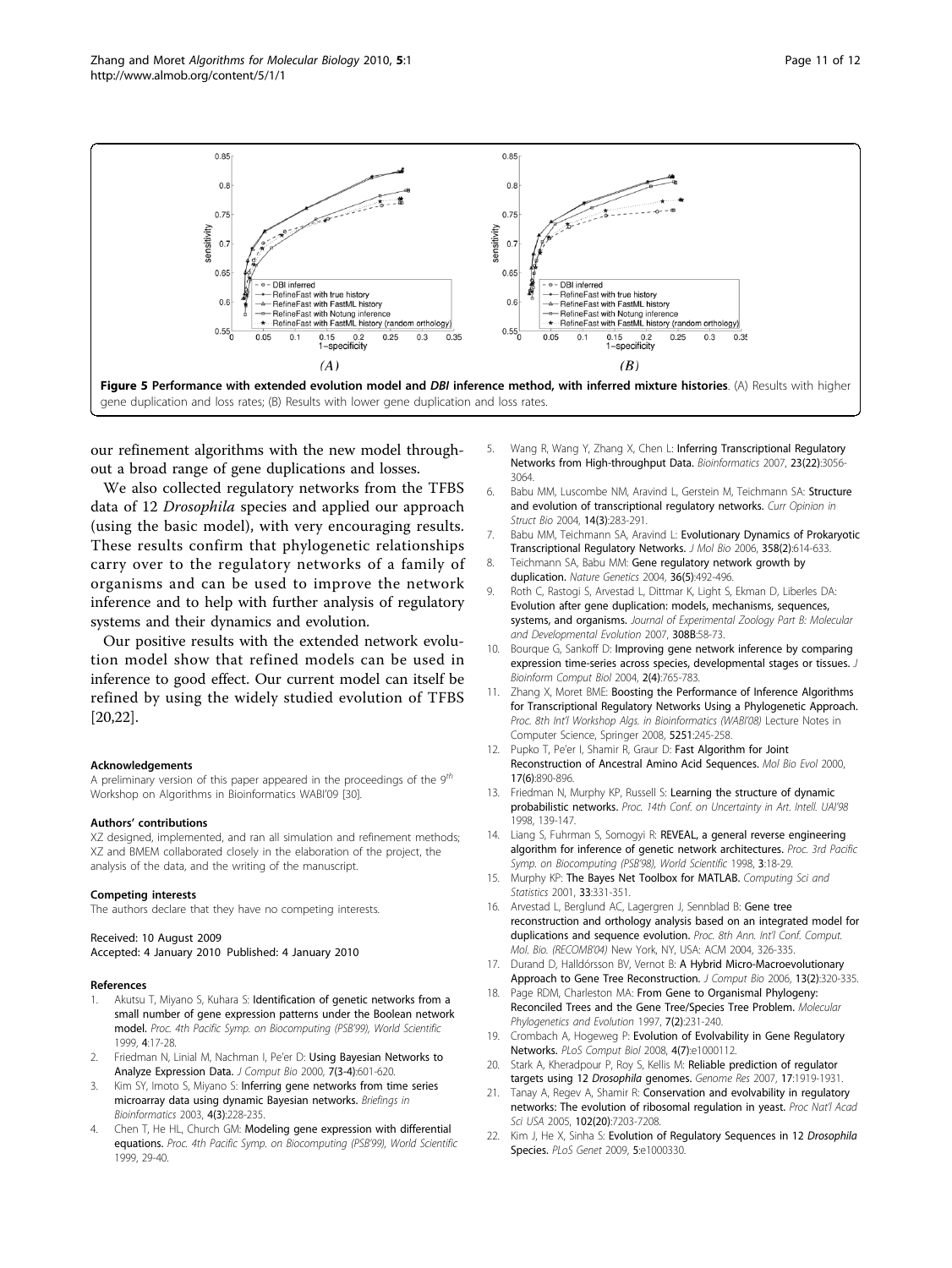**Figure 5 Performance with extended evolution model and *DBI* inference method, with inferred mixture histories**. (A) Results with higher gene duplication and loss rates; (B) Results with lower gene duplication and loss rates.

our refinement algorithms with the new model throughout a broad range of gene duplications and losses.

We also collected regulatory networks from the TFBS data of 12 *Drosophila* species and applied our approach (using the basic model), with very encouraging results. These results confirm that phylogenetic relationships carry over to the regulatory networks of a family of organisms and can be used to improve the network inference and to help with further analysis of regulatory systems and their dynamics and evolution.

Our positive results with the extended network evolution model show that refined models can be used in inference to good effect. Our current model can itself be refined by using the widely studied evolution of TFBS [20,22].

#### Acknowledgements

A preliminary version of this paper appeared in the proceedings of the 9[th] Workshop on Algorithms in Bioinformatics WABI'09 [30].

#### Authors' contributions

XZ designed, implemented, and ran all simulation and refinement methods; XZ and BMEM collaborated closely in the elaboration of the project, the analysis of the data, and the writing of the manuscript.

#### Competing interests

The authors declare that they have no competing interests.

Received: 10 August 2009
Accepted: 4 January 2010 Published: 4 January 2010

#### References

1. Akutsu T, Miyano S, Kuhara S: **Identification of genetic networks from a small number of gene expression patterns under the Boolean network model.** *Proc. 4th Pacific Symp. on Biocomputing (PSB'99), World Scientific* 1999, **4**:17-28.
2. Friedman N, Linial M, Nachman I, Pe'er D: **Using Bayesian Networks to Analyze Expression Data.** *J Comput Bio* 2000, **7(3-4)**:601-620.
3. Kim SY, Imoto S, Miyano S: **Inferring gene networks from time series microarray data using dynamic Bayesian networks.** *Briefings in Bioinformatics* 2003, **4(3)**:228-235.
4. Chen T, He HL, Church GM: **Modeling gene expression with differential equations.** *Proc. 4th Pacific Symp. on Biocomputing (PSB'99), World Scientific* 1999, 29-40.
5. Wang R, Wang Y, Zhang X, Chen L: **Inferring Transcriptional Regulatory Networks from High-throughput Data.** *Bioinformatics* 2007, **23(22)**:3056-3064.
6. Babu MM, Luscombe NM, Aravind L, Gerstein M, Teichmann SA: **Structure and evolution of transcriptional regulatory networks.** *Curr Opinion in Struct Bio* 2004, **14(3)**:283-291.
7. Babu MM, Teichmann SA, Aravind L: **Evolutionary Dynamics of Prokaryotic Transcriptional Regulatory Networks.** *J Mol Bio* 2006, **358(2)**:614-633.
8. Teichmann SA, Babu MM: **Gene regulatory network growth by duplication.** *Nature Genetics* 2004, **36(5)**:492-496.
9. Roth C, Rastogi S, Arvestad L, Dittmar K, Light S, Ekman D, Liberles DA: **Evolution after gene duplication: models, mechanisms, sequences, systems, and organisms.** *Journal of Experimental Zoology Part B: Molecular and Developmental Evolution* 2007, **308B**:58-73.
10. Bourque G, Sankoff D: **Improving gene network inference by comparing expression time-series across species, developmental stages or tissues.** *J Bioinform Comput Biol* 2004, **2(4)**:765-783.
11. Zhang X, Moret BME: **Boosting the Performance of Inference Algorithms for Transcriptional Regulatory Networks Using a Phylogenetic Approach.** *Proc. 8th Int'l Workshop Algs. in Bioinformatics (WABI'08)* Lecture Notes in Computer Science, Springer 2008, **5251**:245-258.
12. Pupko T, Pe'er I, Shamir R, Graur D: **Fast Algorithm for Joint Reconstruction of Ancestral Amino Acid Sequences.** *Mol Bio Evol* 2000, **17(6)**:890-896.
13. Friedman N, Murphy KP, Russell S: **Learning the structure of dynamic probabilistic networks.** *Proc. 14th Conf. on Uncertainty in Art. Intell. UAI'98* 1998, 139-147.
14. Liang S, Fuhrman S, Somogyi R: **REVEAL, a general reverse engineering algorithm for inference of genetic network architectures.** *Proc. 3rd Pacific Symp. on Biocomputing (PSB'98), World Scientific* 1998, **3**:18-29.
15. Murphy KP: **The Bayes Net Toolbox for MATLAB.** *Computing Sci and Statistics* 2001, **33**:331-351.
16. Arvestad L, Berglund AC, Lagergren J, Sennblad B: **Gene tree reconstruction and orthology analysis based on an integrated model for duplications and sequence evolution.** *Proc. 8th Ann. Int'l Conf. Comput. Mol. Bio. (RECOMB'04)* New York, NY, USA: ACM 2004, 326-335.
17. Durand D, Halldórsson BV, Vernot B: **A Hybrid Micro-Macroevolutionary Approach to Gene Tree Reconstruction.** *J Comput Bio* 2006, **13(2)**:320-335.
18. Page RDM, Charleston MA: **From Gene to Organismal Phylogeny: Reconciled Trees and the Gene Tree/Species Tree Problem.** *Molecular Phylogenetics and Evolution* 1997, **7(2)**:231-240.
19. Crombach A, Hogeweg P: **Evolution of Evolvability in Gene Regulatory Networks.** *PLoS Comput Biol* 2008, **4(7)**:e1000112.
20. Stark A, Kheradpour P, Roy S, Kellis M: **Reliable prediction of regulator targets using 12 *Drosophila* genomes.** *Genome Res* 2007, **17**:1919-1931.
21. Tanay A, Regev A, Shamir R: **Conservation and evolvability in regulatory networks: The evolution of ribosomal regulation in yeast.** *Proc Nat'l Acad Sci USA* 2005, **102(20)**:7203-7208.
22. Kim J, He X, Sinha S: **Evolution of Regulatory Sequences in 12 *Drosophila* Species.** *PLoS Genet* 2009, **5**:e1000330.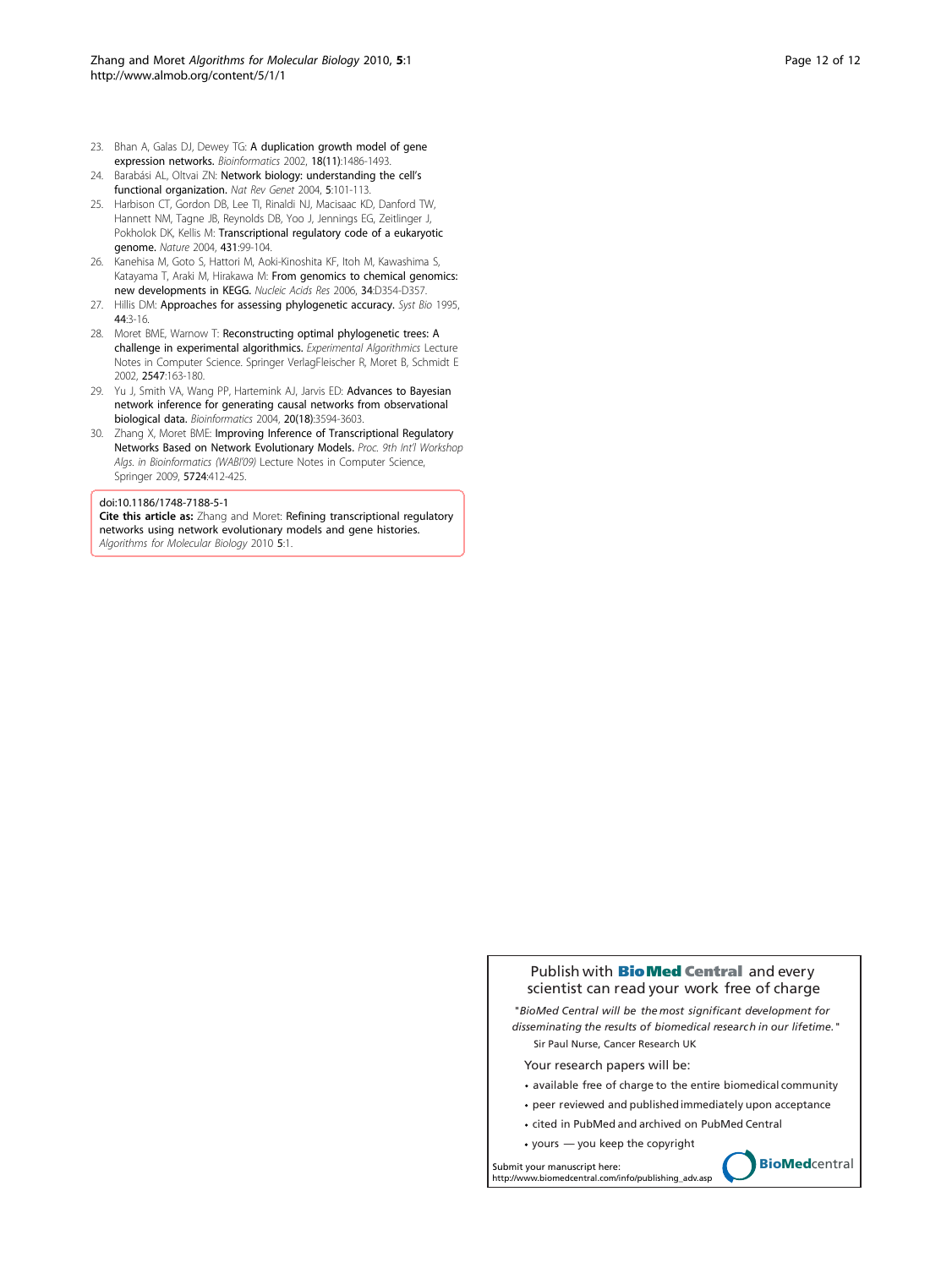23. Bhan A, Galas DJ, Dewey TG: **A duplication growth model of gene expression networks.** *Bioinformatics* 2002, **18(11)**:1486-1493.
24. Barabási AL, Oltvai ZN: **Network biology: understanding the cell's functional organization.** *Nat Rev Genet* 2004, **5**:101-113.
25. Harbison CT, Gordon DB, Lee TI, Rinaldi NJ, Macisaac KD, Danford TW, Hannett NM, Tagne JB, Reynolds DB, Yoo J, Jennings EG, Zeitlinger J, Pokholok DK, Kellis M: **Transcriptional regulatory code of a eukaryotic genome.** *Nature* 2004, **431**:99-104.
26. Kanehisa M, Goto S, Hattori M, Aoki-Kinoshita KF, Itoh M, Kawashima S, Katayama T, Araki M, Hirakawa M: **From genomics to chemical genomics: new developments in KEGG.** *Nucleic Acids Res* 2006, **34**:D354-D357.
27. Hillis DM: **Approaches for assessing phylogenetic accuracy.** *Syst Bio* 1995, **44**:3-16.
28. Moret BME, Warnow T: **Reconstructing optimal phylogenetic trees: A challenge in experimental algorithmics.** *Experimental Algorithmics* Lecture Notes in Computer Science. Springer VerlagFleischer R, Moret B, Schmidt E 2002, **2547**:163-180.
29. Yu J, Smith VA, Wang PP, Hartemink AJ, Jarvis ED: **Advances to Bayesian network inference for generating causal networks from observational biological data.** *Bioinformatics* 2004, **20(18)**:3594-3603.
30. Zhang X, Moret BME: **Improving Inference of Transcriptional Regulatory Networks Based on Network Evolutionary Models.** *Proc. 9th Int'l Workshop Algs. in Bioinformatics (WABI'09)* Lecture Notes in Computer Science, Springer 2009, **5724**:412-425.

doi:10.1186/1748-7188-5-1

**Cite this article as:** Zhang and Moret: **Refining transcriptional regulatory networks using network evolutionary models and gene histories.** *Algorithms for Molecular Biology* 2010 **5**:1.

Publish with **BioMed Central** and every scientist can read your work free of charge

*"BioMed Central will be the most significant development for disseminating the results of biomedical research in our lifetime."*
Sir Paul Nurse, Cancer Research UK

Your research papers will be:

- available free of charge to the entire biomedical community
- peer reviewed and published immediately upon acceptance
- cited in PubMed and archived on PubMed Central
- yours — you keep the copyright

Submit your manuscript here:
http://www.biomedcentral.com/info/publishing_adv.asp

**BioMed**central